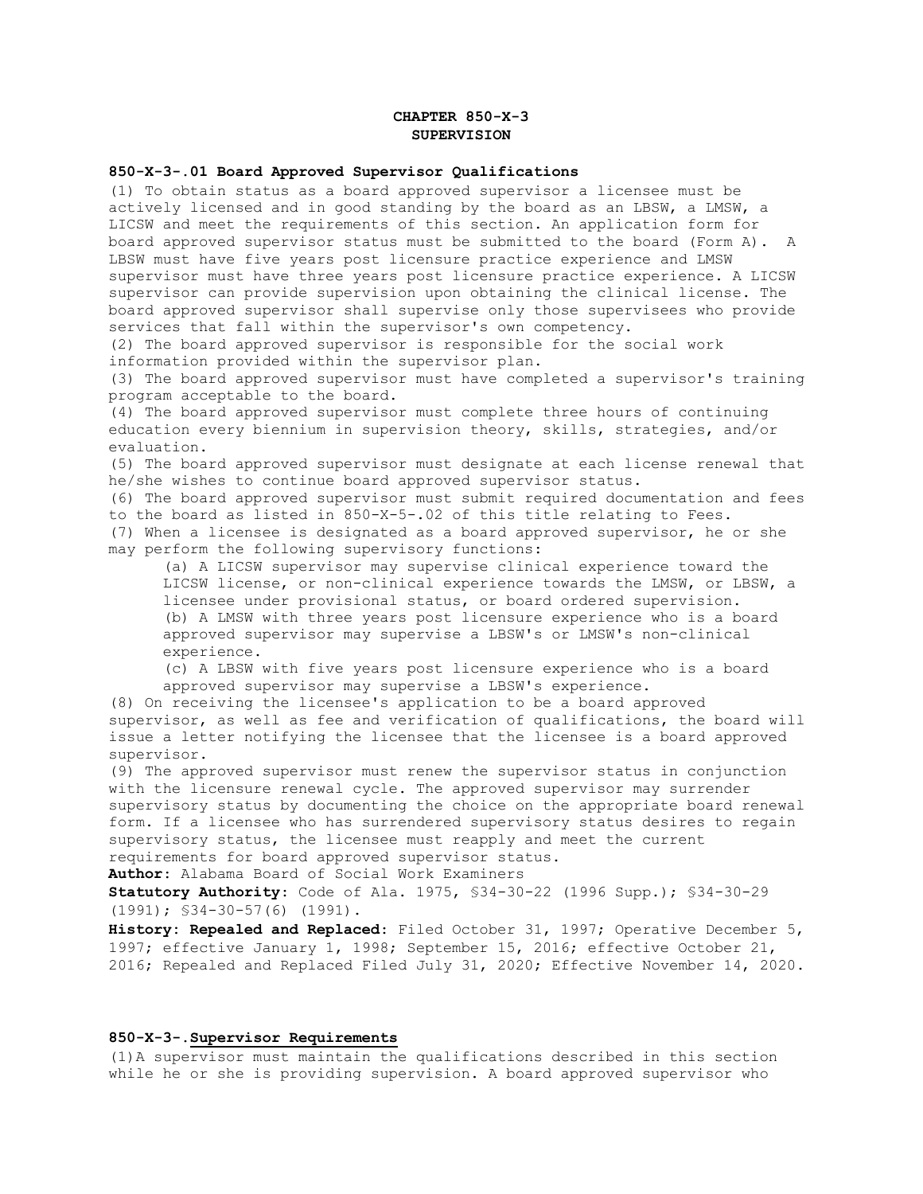# CHAPTER 850-X-3
# SUPERVISION

### 850-X-3-.01 Board Approved Supervisor Qualifications

(1) To obtain status as a board approved supervisor a licensee must be actively licensed and in good standing by the board as an LBSW, a LMSW, a LICSW and meet the requirements of this section. An application form for board approved supervisor status must be submitted to the board (Form A). A LBSW must have five years post licensure practice experience and LMSW supervisor must have three years post licensure practice experience. A LICSW supervisor can provide supervision upon obtaining the clinical license. The board approved supervisor shall supervise only those supervisees who provide services that fall within the supervisor's own competency.

(2) The board approved supervisor is responsible for the social work information provided within the supervisor plan.

(3) The board approved supervisor must have completed a supervisor's training program acceptable to the board.

(4) The board approved supervisor must complete three hours of continuing education every biennium in supervision theory, skills, strategies, and/or evaluation.

(5) The board approved supervisor must designate at each license renewal that he/she wishes to continue board approved supervisor status.

(6) The board approved supervisor must submit required documentation and fees to the board as listed in 850-X-5-.02 of this title relating to Fees.

(7) When a licensee is designated as a board approved supervisor, he or she may perform the following supervisory functions:

(a) A LICSW supervisor may supervise clinical experience toward the LICSW license, or non-clinical experience towards the LMSW, or LBSW, a licensee under provisional status, or board ordered supervision.

(b) A LMSW with three years post licensure experience who is a board approved supervisor may supervise a LBSW's or LMSW's non-clinical experience.

(c) A LBSW with five years post licensure experience who is a board approved supervisor may supervise a LBSW's experience.

(8) On receiving the licensee's application to be a board approved supervisor, as well as fee and verification of qualifications, the board will issue a letter notifying the licensee that the licensee is a board approved supervisor.

(9) The approved supervisor must renew the supervisor status in conjunction with the licensure renewal cycle. The approved supervisor may surrender supervisory status by documenting the choice on the appropriate board renewal form. If a licensee who has surrendered supervisory status desires to regain supervisory status, the licensee must reapply and meet the current requirements for board approved supervisor status.

**Author:** Alabama Board of Social Work Examiners

**Statutory Authority:** Code of Ala. 1975, §34-30-22 (1996 Supp.); §34-30-29 (1991); §34-30-57(6) (1991).

**History: Repealed and Replaced:** Filed October 31, 1997; Operative December 5, 1997; effective January 1, 1998; September 15, 2016; effective October 21, 2016; Repealed and Replaced Filed July 31, 2020; Effective November 14, 2020.

### 850-X-3-.<u>Supervisor Requirements</u>

(1)A supervisor must maintain the qualifications described in this section while he or she is providing supervision. A board approved supervisor who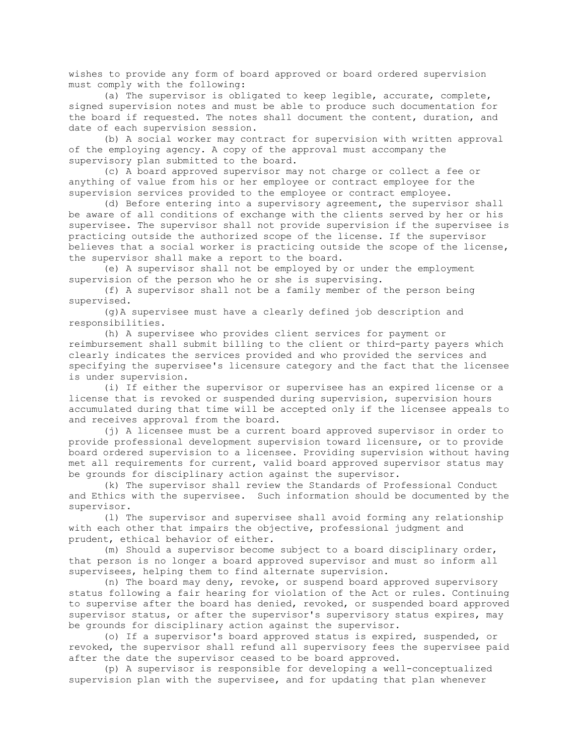wishes to provide any form of board approved or board ordered supervision must comply with the following:

(a) The supervisor is obligated to keep legible, accurate, complete, signed supervision notes and must be able to produce such documentation for the board if requested. The notes shall document the content, duration, and date of each supervision session.

(b) A social worker may contract for supervision with written approval of the employing agency. A copy of the approval must accompany the supervisory plan submitted to the board.

(c) A board approved supervisor may not charge or collect a fee or anything of value from his or her employee or contract employee for the supervision services provided to the employee or contract employee.

(d) Before entering into a supervisory agreement, the supervisor shall be aware of all conditions of exchange with the clients served by her or his supervisee. The supervisor shall not provide supervision if the supervisee is practicing outside the authorized scope of the license. If the supervisor believes that a social worker is practicing outside the scope of the license, the supervisor shall make a report to the board.

(e) A supervisor shall not be employed by or under the employment supervision of the person who he or she is supervising.

(f) A supervisor shall not be a family member of the person being supervised.

(g)A supervisee must have a clearly defined job description and responsibilities.

(h) A supervisee who provides client services for payment or reimbursement shall submit billing to the client or third-party payers which clearly indicates the services provided and who provided the services and specifying the supervisee's licensure category and the fact that the licensee is under supervision.

(i) If either the supervisor or supervisee has an expired license or a license that is revoked or suspended during supervision, supervision hours accumulated during that time will be accepted only if the licensee appeals to and receives approval from the board.

(j) A licensee must be a current board approved supervisor in order to provide professional development supervision toward licensure, or to provide board ordered supervision to a licensee. Providing supervision without having met all requirements for current, valid board approved supervisor status may be grounds for disciplinary action against the supervisor.

(k) The supervisor shall review the Standards of Professional Conduct and Ethics with the supervisee. Such information should be documented by the supervisor.

(l) The supervisor and supervisee shall avoid forming any relationship with each other that impairs the objective, professional judgment and prudent, ethical behavior of either.

(m) Should a supervisor become subject to a board disciplinary order, that person is no longer a board approved supervisor and must so inform all supervisees, helping them to find alternate supervision.

(n) The board may deny, revoke, or suspend board approved supervisory status following a fair hearing for violation of the Act or rules. Continuing to supervise after the board has denied, revoked, or suspended board approved supervisor status, or after the supervisor's supervisory status expires, may be grounds for disciplinary action against the supervisor.

(o) If a supervisor's board approved status is expired, suspended, or revoked, the supervisor shall refund all supervisory fees the supervisee paid after the date the supervisor ceased to be board approved.

(p) A supervisor is responsible for developing a well-conceptualized supervision plan with the supervisee, and for updating that plan whenever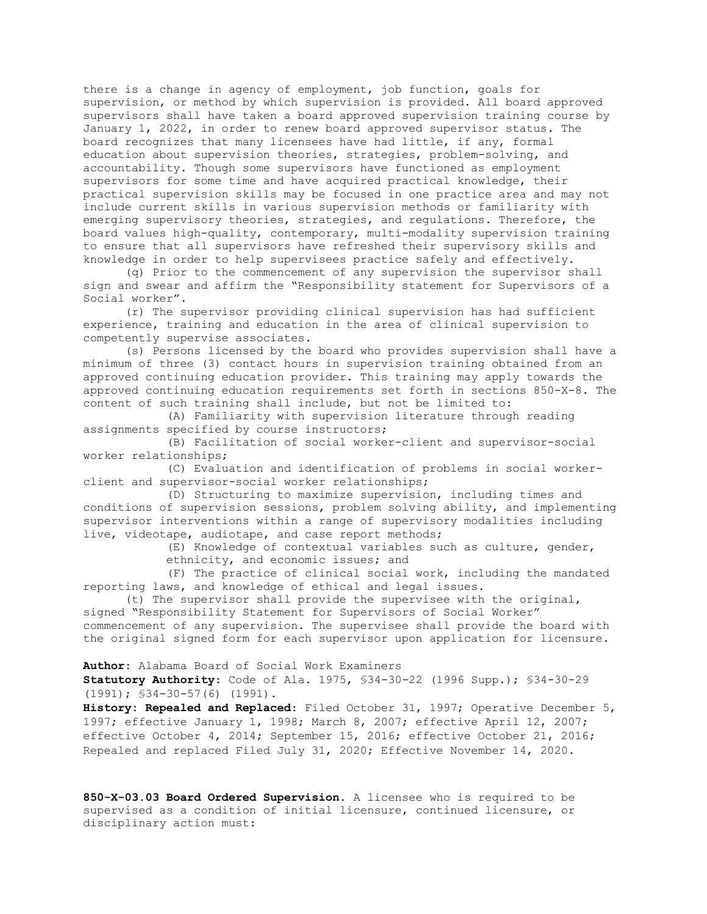there is a change in agency of employment, job function, goals for supervision, or method by which supervision is provided. All board approved supervisors shall have taken a board approved supervision training course by January 1, 2022, in order to renew board approved supervisor status. The board recognizes that many licensees have had little, if any, formal education about supervision theories, strategies, problem-solving, and accountability. Though some supervisors have functioned as employment supervisors for some time and have acquired practical knowledge, their practical supervision skills may be focused in one practice area and may not include current skills in various supervision methods or familiarity with emerging supervisory theories, strategies, and regulations. Therefore, the board values high-quality, contemporary, multi-modality supervision training to ensure that all supervisors have refreshed their supervisory skills and knowledge in order to help supervisees practice safely and effectively.

(q) Prior to the commencement of any supervision the supervisor shall sign and swear and affirm the "Responsibility statement for Supervisors of a Social worker".

(r) The supervisor providing clinical supervision has had sufficient experience, training and education in the area of clinical supervision to competently supervise associates.

(s) Persons licensed by the board who provides supervision shall have a minimum of three (3) contact hours in supervision training obtained from an approved continuing education provider. This training may apply towards the approved continuing education requirements set forth in sections 850-X-8. The content of such training shall include, but not be limited to:

(A) Familiarity with supervision literature through reading assignments specified by course instructors;

(B) Facilitation of social worker-client and supervisor-social worker relationships;

(C) Evaluation and identification of problems in social worker-client and supervisor-social worker relationships;

(D) Structuring to maximize supervision, including times and conditions of supervision sessions, problem solving ability, and implementing supervisor interventions within a range of supervisory modalities including live, videotape, audiotape, and case report methods;

(E) Knowledge of contextual variables such as culture, gender, ethnicity, and economic issues; and

(F) The practice of clinical social work, including the mandated reporting laws, and knowledge of ethical and legal issues.

(t) The supervisor shall provide the supervisee with the original, signed "Responsibility Statement for Supervisors of Social Worker" commencement of any supervision. The supervisee shall provide the board with the original signed form for each supervisor upon application for licensure.

**Author:** Alabama Board of Social Work Examiners
**Statutory Authority:** Code of Ala. 1975, §34-30-22 (1996 Supp.); §34-30-29 (1991); §34-30-57(6) (1991).
**History: Repealed and Replaced:** Filed October 31, 1997; Operative December 5, 1997; effective January 1, 1998; March 8, 2007; effective April 12, 2007; effective October 4, 2014; September 15, 2016; effective October 21, 2016; Repealed and replaced Filed July 31, 2020; Effective November 14, 2020.

**850-X-03.03 Board Ordered Supervision.** A licensee who is required to be supervised as a condition of initial licensure, continued licensure, or disciplinary action must: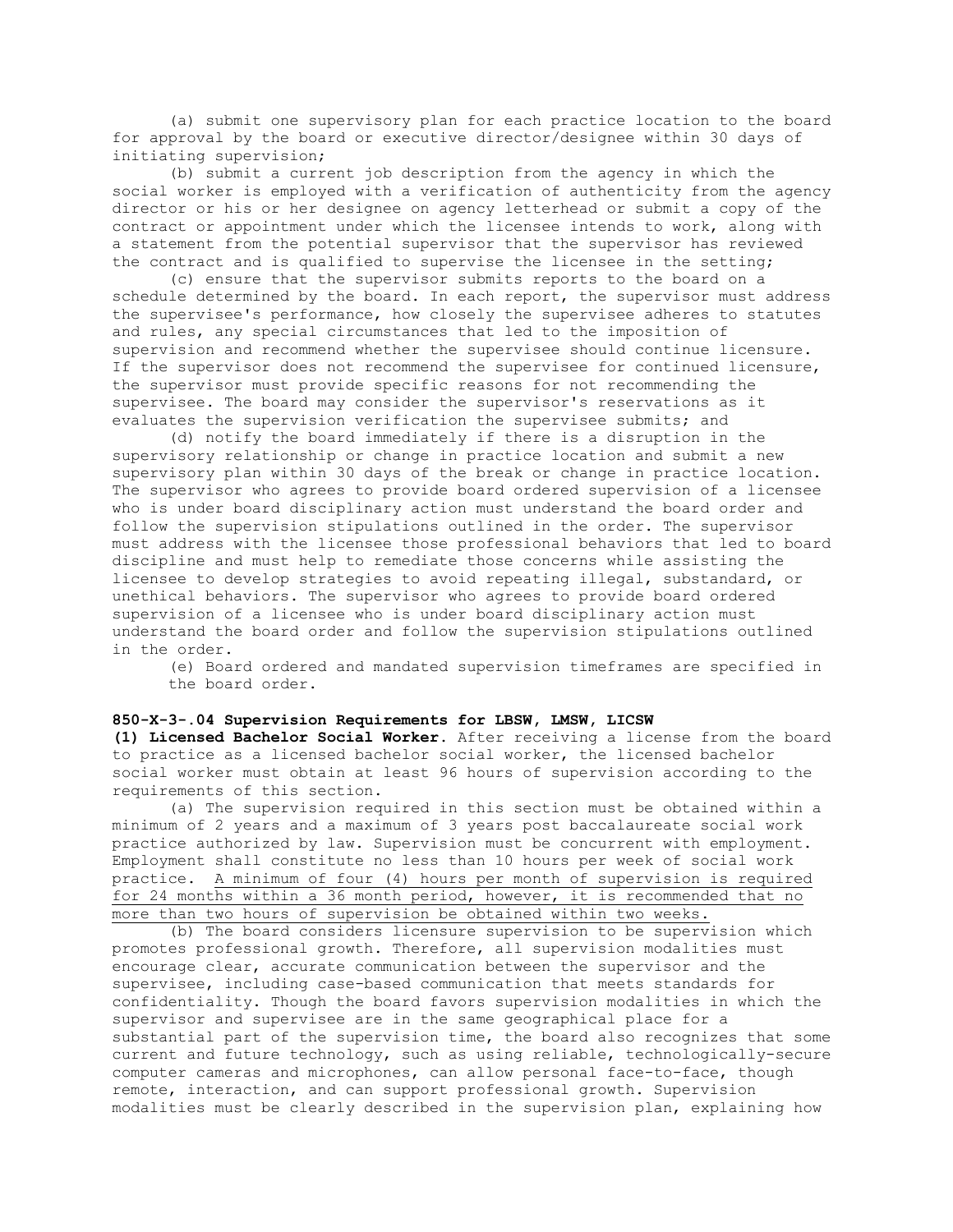(a) submit one supervisory plan for each practice location to the board for approval by the board or executive director/designee within 30 days of initiating supervision;

(b) submit a current job description from the agency in which the social worker is employed with a verification of authenticity from the agency director or his or her designee on agency letterhead or submit a copy of the contract or appointment under which the licensee intends to work, along with a statement from the potential supervisor that the supervisor has reviewed the contract and is qualified to supervise the licensee in the setting;

(c) ensure that the supervisor submits reports to the board on a schedule determined by the board. In each report, the supervisor must address the supervisee's performance, how closely the supervisee adheres to statutes and rules, any special circumstances that led to the imposition of supervision and recommend whether the supervisee should continue licensure. If the supervisor does not recommend the supervisee for continued licensure, the supervisor must provide specific reasons for not recommending the supervisee. The board may consider the supervisor's reservations as it evaluates the supervision verification the supervisee submits; and

(d) notify the board immediately if there is a disruption in the supervisory relationship or change in practice location and submit a new supervisory plan within 30 days of the break or change in practice location. The supervisor who agrees to provide board ordered supervision of a licensee who is under board disciplinary action must understand the board order and follow the supervision stipulations outlined in the order. The supervisor must address with the licensee those professional behaviors that led to board discipline and must help to remediate those concerns while assisting the licensee to develop strategies to avoid repeating illegal, substandard, or unethical behaviors. The supervisor who agrees to provide board ordered supervision of a licensee who is under board disciplinary action must understand the board order and follow the supervision stipulations outlined in the order.

(e) Board ordered and mandated supervision timeframes are specified in the board order.

**850-X-3-.04 Supervision Requirements for LBSW, LMSW, LICSW**

**(1) Licensed Bachelor Social Worker.** After receiving a license from the board to practice as a licensed bachelor social worker, the licensed bachelor social worker must obtain at least 96 hours of supervision according to the requirements of this section.

(a) The supervision required in this section must be obtained within a minimum of 2 years and a maximum of 3 years post baccalaureate social work practice authorized by law. Supervision must be concurrent with employment. Employment shall constitute no less than 10 hours per week of social work practice. A minimum of four (4) hours per month of supervision is required for 24 months within a 36 month period, however, it is recommended that no more than two hours of supervision be obtained within two weeks.

(b) The board considers licensure supervision to be supervision which promotes professional growth. Therefore, all supervision modalities must encourage clear, accurate communication between the supervisor and the supervisee, including case-based communication that meets standards for confidentiality. Though the board favors supervision modalities in which the supervisor and supervisee are in the same geographical place for a substantial part of the supervision time, the board also recognizes that some current and future technology, such as using reliable, technologically-secure computer cameras and microphones, can allow personal face-to-face, though remote, interaction, and can support professional growth. Supervision modalities must be clearly described in the supervision plan, explaining how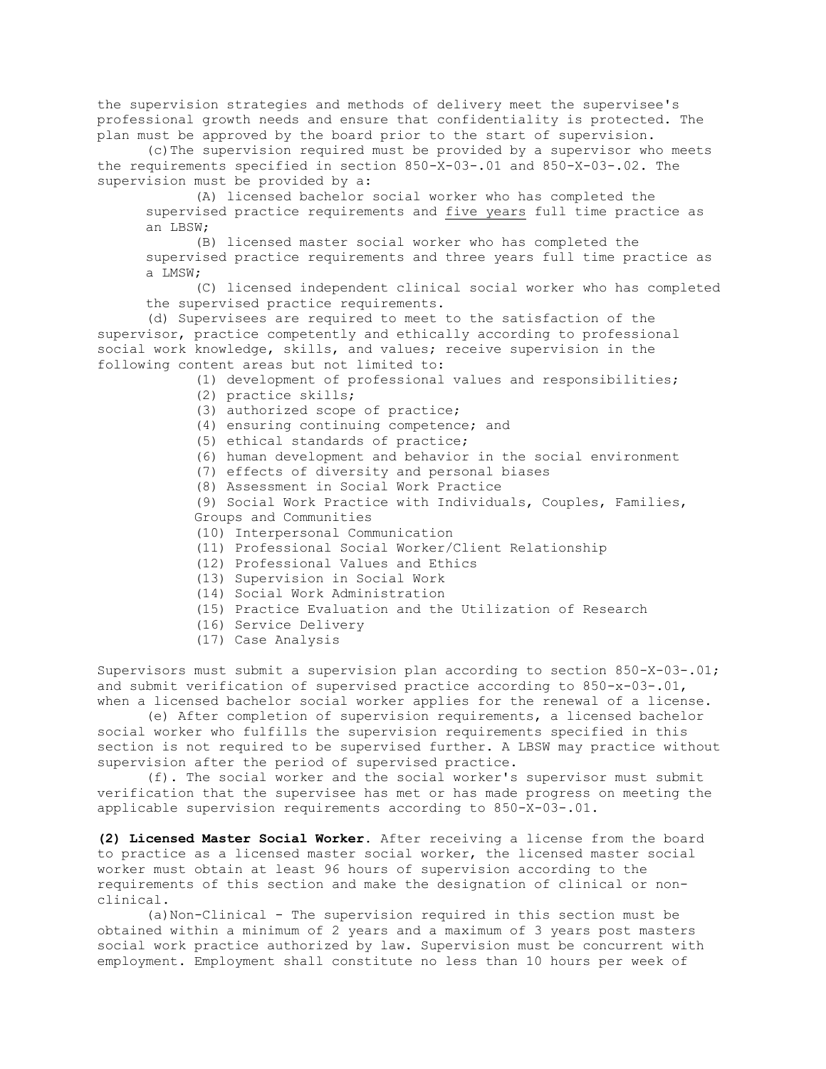the supervision strategies and methods of delivery meet the supervisee's professional growth needs and ensure that confidentiality is protected. The plan must be approved by the board prior to the start of supervision.

(c) The supervision required must be provided by a supervisor who meets the requirements specified in section 850-X-03-.01 and 850-X-03-.02. The supervision must be provided by a:

(A) licensed bachelor social worker who has completed the supervised practice requirements and <u>five years</u> full time practice as an LBSW;

(B) licensed master social worker who has completed the supervised practice requirements and three years full time practice as a LMSW;

(C) licensed independent clinical social worker who has completed the supervised practice requirements.

(d) Supervisees are required to meet to the satisfaction of the supervisor, practice competently and ethically according to professional social work knowledge, skills, and values; receive supervision in the following content areas but not limited to:

(1) development of professional values and responsibilities;
(2) practice skills;
(3) authorized scope of practice;
(4) ensuring continuing competence; and
(5) ethical standards of practice;
(6) human development and behavior in the social environment
(7) effects of diversity and personal biases
(8) Assessment in Social Work Practice
(9) Social Work Practice with Individuals, Couples, Families, Groups and Communities
(10) Interpersonal Communication
(11) Professional Social Worker/Client Relationship
(12) Professional Values and Ethics
(13) Supervision in Social Work
(14) Social Work Administration
(15) Practice Evaluation and the Utilization of Research
(16) Service Delivery
(17) Case Analysis

Supervisors must submit a supervision plan according to section 850-X-03-.01; and submit verification of supervised practice according to 850-x-03-.01, when a licensed bachelor social worker applies for the renewal of a license.

(e) After completion of supervision requirements, a licensed bachelor social worker who fulfills the supervision requirements specified in this section is not required to be supervised further. A LBSW may practice without supervision after the period of supervised practice.

(f). The social worker and the social worker's supervisor must submit verification that the supervisee has met or has made progress on meeting the applicable supervision requirements according to 850-X-03-.01.

**(2) Licensed Master Social Worker.** After receiving a license from the board to practice as a licensed master social worker, the licensed master social worker must obtain at least 96 hours of supervision according to the requirements of this section and make the designation of clinical or non-clinical.

(a) Non-Clinical - The supervision required in this section must be obtained within a minimum of 2 years and a maximum of 3 years post masters social work practice authorized by law. Supervision must be concurrent with employment. Employment shall constitute no less than 10 hours per week of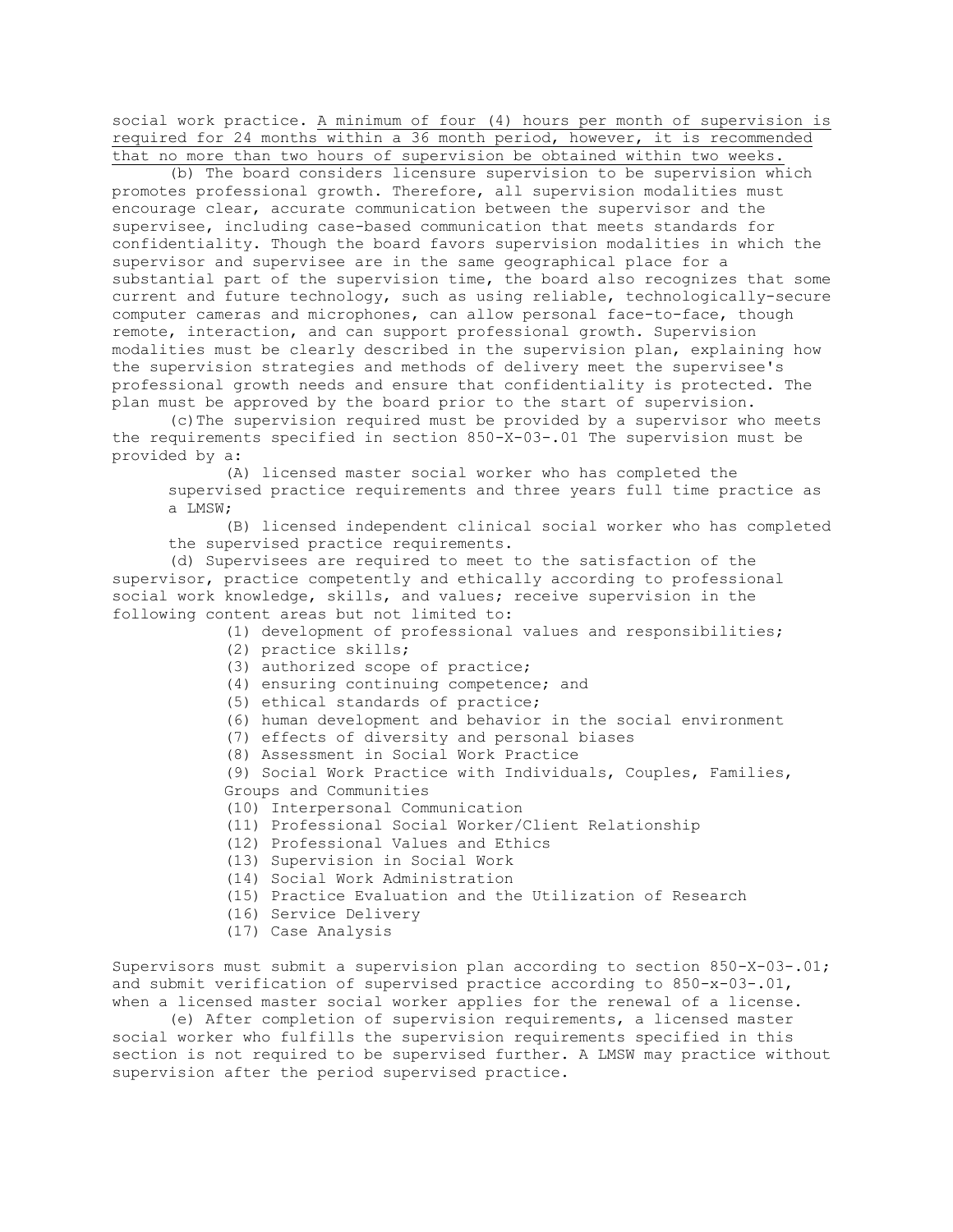social work practice. <u>A minimum of four (4) hours per month of supervision is required for 24 months within a 36 month period, however, it is recommended that no more than two hours of supervision be obtained within two weeks.</u>

(b) The board considers licensure supervision to be supervision which promotes professional growth. Therefore, all supervision modalities must encourage clear, accurate communication between the supervisor and the supervisee, including case-based communication that meets standards for confidentiality. Though the board favors supervision modalities in which the supervisor and supervisee are in the same geographical place for a substantial part of the supervision time, the board also recognizes that some current and future technology, such as using reliable, technologically-secure computer cameras and microphones, can allow personal face-to-face, though remote, interaction, and can support professional growth. Supervision modalities must be clearly described in the supervision plan, explaining how the supervision strategies and methods of delivery meet the supervisee's professional growth needs and ensure that confidentiality is protected. The plan must be approved by the board prior to the start of supervision.

(c) The supervision required must be provided by a supervisor who meets the requirements specified in section 850-X-03-.01 The supervision must be provided by a:

(A) licensed master social worker who has completed the supervised practice requirements and three years full time practice as a LMSW;

(B) licensed independent clinical social worker who has completed the supervised practice requirements.

(d) Supervisees are required to meet to the satisfaction of the supervisor, practice competently and ethically according to professional social work knowledge, skills, and values; receive supervision in the following content areas but not limited to:

(1) development of professional values and responsibilities;
(2) practice skills;
(3) authorized scope of practice;
(4) ensuring continuing competence; and
(5) ethical standards of practice;
(6) human development and behavior in the social environment
(7) effects of diversity and personal biases
(8) Assessment in Social Work Practice
(9) Social Work Practice with Individuals, Couples, Families, Groups and Communities
(10) Interpersonal Communication
(11) Professional Social Worker/Client Relationship
(12) Professional Values and Ethics
(13) Supervision in Social Work
(14) Social Work Administration
(15) Practice Evaluation and the Utilization of Research
(16) Service Delivery
(17) Case Analysis

Supervisors must submit a supervision plan according to section 850-X-03-.01; and submit verification of supervised practice according to 850-x-03-.01, when a licensed master social worker applies for the renewal of a license.

(e) After completion of supervision requirements, a licensed master social worker who fulfills the supervision requirements specified in this section is not required to be supervised further. A LMSW may practice without supervision after the period supervised practice.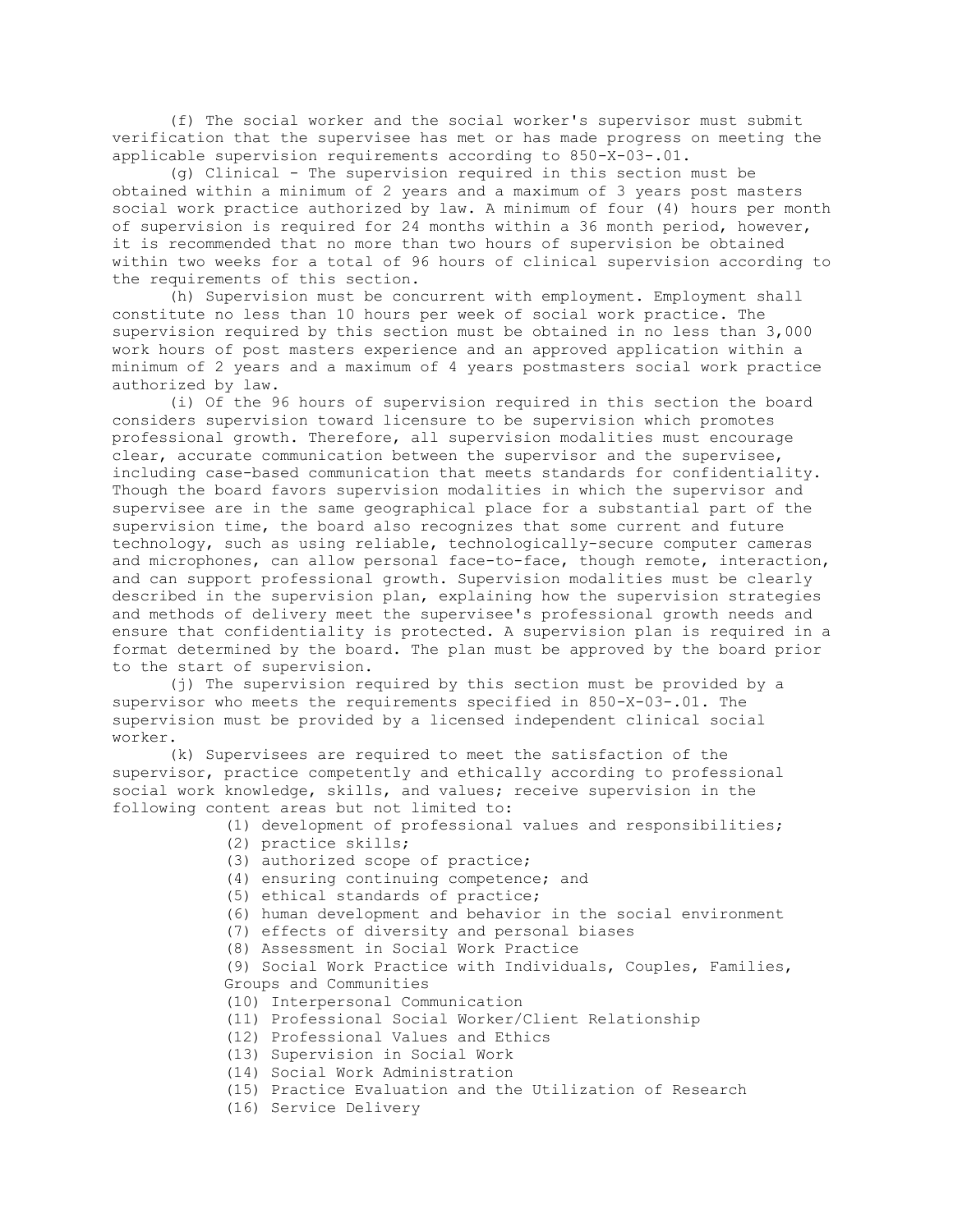(f) The social worker and the social worker's supervisor must submit verification that the supervisee has met or has made progress on meeting the applicable supervision requirements according to 850-X-03-.01.

(g) Clinical - The supervision required in this section must be obtained within a minimum of 2 years and a maximum of 3 years post masters social work practice authorized by law. A minimum of four (4) hours per month of supervision is required for 24 months within a 36 month period, however, it is recommended that no more than two hours of supervision be obtained within two weeks for a total of 96 hours of clinical supervision according to the requirements of this section.

(h) Supervision must be concurrent with employment. Employment shall constitute no less than 10 hours per week of social work practice. The supervision required by this section must be obtained in no less than 3,000 work hours of post masters experience and an approved application within a minimum of 2 years and a maximum of 4 years postmasters social work practice authorized by law.

(i) Of the 96 hours of supervision required in this section the board considers supervision toward licensure to be supervision which promotes professional growth. Therefore, all supervision modalities must encourage clear, accurate communication between the supervisor and the supervisee, including case-based communication that meets standards for confidentiality. Though the board favors supervision modalities in which the supervisor and supervisee are in the same geographical place for a substantial part of the supervision time, the board also recognizes that some current and future technology, such as using reliable, technologically-secure computer cameras and microphones, can allow personal face-to-face, though remote, interaction, and can support professional growth. Supervision modalities must be clearly described in the supervision plan, explaining how the supervision strategies and methods of delivery meet the supervisee's professional growth needs and ensure that confidentiality is protected. A supervision plan is required in a format determined by the board. The plan must be approved by the board prior to the start of supervision.

(j) The supervision required by this section must be provided by a supervisor who meets the requirements specified in 850-X-03-.01. The supervision must be provided by a licensed independent clinical social worker.

(k) Supervisees are required to meet the satisfaction of the supervisor, practice competently and ethically according to professional social work knowledge, skills, and values; receive supervision in the following content areas but not limited to:

- (1) development of professional values and responsibilities;
- (2) practice skills;
- (3) authorized scope of practice;
- (4) ensuring continuing competence; and
- (5) ethical standards of practice;
- (6) human development and behavior in the social environment
- (7) effects of diversity and personal biases
- (8) Assessment in Social Work Practice
- (9) Social Work Practice with Individuals, Couples, Families, Groups and Communities
- (10) Interpersonal Communication
- (11) Professional Social Worker/Client Relationship
- (12) Professional Values and Ethics
- (13) Supervision in Social Work
- (14) Social Work Administration
- (15) Practice Evaluation and the Utilization of Research
- (16) Service Delivery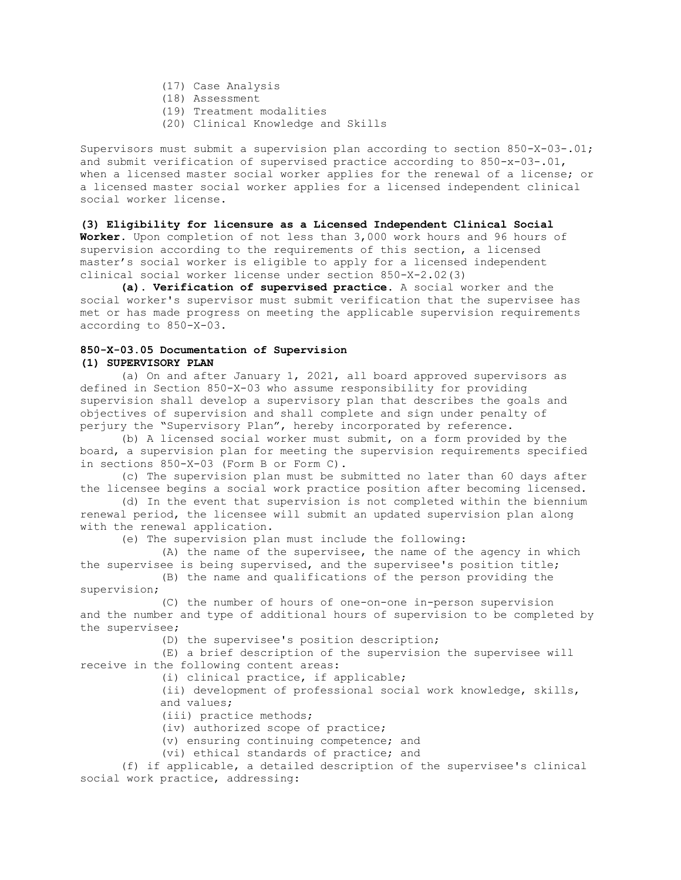(17) Case Analysis  
(18) Assessment  
(19) Treatment modalities  
(20) Clinical Knowledge and Skills

Supervisors must submit a supervision plan according to section 850-X-03-.01; and submit verification of supervised practice according to 850-x-03-.01, when a licensed master social worker applies for the renewal of a license; or a licensed master social worker applies for a licensed independent clinical social worker license.

**(3) Eligibility for licensure as a Licensed Independent Clinical Social Worker.** Upon completion of not less than 3,000 work hours and 96 hours of supervision according to the requirements of this section, a licensed master's social worker is eligible to apply for a licensed independent clinical social worker license under section 850-X-2.02(3)

**(a). Verification of supervised practice.** A social worker and the social worker's supervisor must submit verification that the supervisee has met or has made progress on meeting the applicable supervision requirements according to 850-X-03.

**850-X-03.05 Documentation of Supervision**

**(1) SUPERVISORY PLAN**

(a) On and after January 1, 2021, all board approved supervisors as defined in Section 850-X-03 who assume responsibility for providing supervision shall develop a supervisory plan that describes the goals and objectives of supervision and shall complete and sign under penalty of perjury the "Supervisory Plan", hereby incorporated by reference.

(b) A licensed social worker must submit, on a form provided by the board, a supervision plan for meeting the supervision requirements specified in sections 850-X-03 (Form B or Form C).

(c) The supervision plan must be submitted no later than 60 days after the licensee begins a social work practice position after becoming licensed.

(d) In the event that supervision is not completed within the biennium renewal period, the licensee will submit an updated supervision plan along with the renewal application.

(e) The supervision plan must include the following:

(A) the name of the supervisee, the name of the agency in which the supervisee is being supervised, and the supervisee's position title;

(B) the name and qualifications of the person providing the supervision;

(C) the number of hours of one-on-one in-person supervision and the number and type of additional hours of supervision to be completed by the supervisee;

(D) the supervisee's position description;

(E) a brief description of the supervision the supervisee will receive in the following content areas:

(i) clinical practice, if applicable;

(ii) development of professional social work knowledge, skills, and values;

(iii) practice methods;

(iv) authorized scope of practice;

(v) ensuring continuing competence; and

(vi) ethical standards of practice; and

(f) if applicable, a detailed description of the supervisee's clinical social work practice, addressing: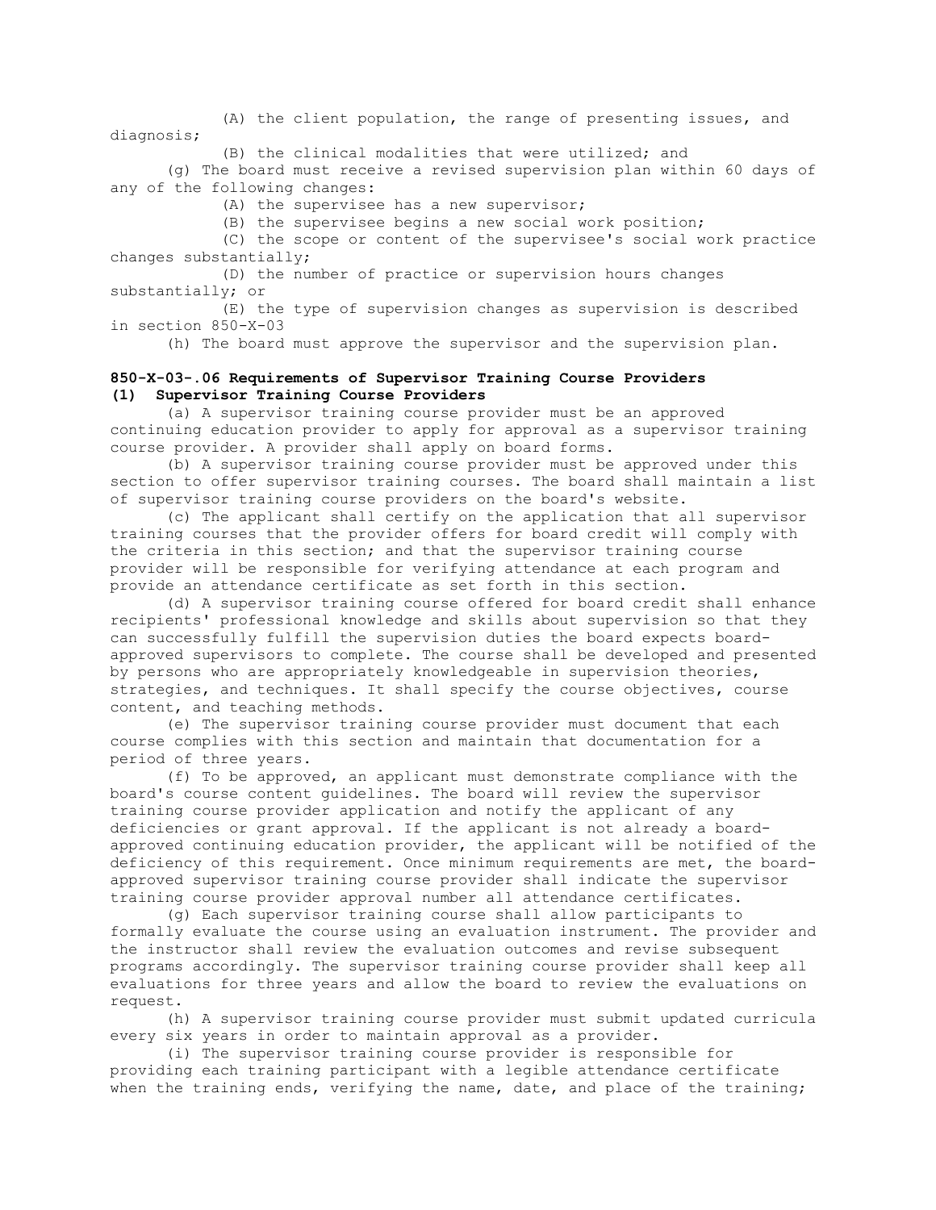(A) the client population, the range of presenting issues, and diagnosis;

(B) the clinical modalities that were utilized; and

(g) The board must receive a revised supervision plan within 60 days of any of the following changes:

(A) the supervisee has a new supervisor;

(B) the supervisee begins a new social work position;

(C) the scope or content of the supervisee's social work practice changes substantially;

(D) the number of practice or supervision hours changes substantially; or

(E) the type of supervision changes as supervision is described in section 850-X-03

(h) The board must approve the supervisor and the supervision plan.

**850-X-03-.06 Requirements of Supervisor Training Course Providers**

**(1) Supervisor Training Course Providers**

(a) A supervisor training course provider must be an approved continuing education provider to apply for approval as a supervisor training course provider. A provider shall apply on board forms.

(b) A supervisor training course provider must be approved under this section to offer supervisor training courses. The board shall maintain a list of supervisor training course providers on the board's website.

(c) The applicant shall certify on the application that all supervisor training courses that the provider offers for board credit will comply with the criteria in this section; and that the supervisor training course provider will be responsible for verifying attendance at each program and provide an attendance certificate as set forth in this section.

(d) A supervisor training course offered for board credit shall enhance recipients' professional knowledge and skills about supervision so that they can successfully fulfill the supervision duties the board expects board-approved supervisors to complete. The course shall be developed and presented by persons who are appropriately knowledgeable in supervision theories, strategies, and techniques. It shall specify the course objectives, course content, and teaching methods.

(e) The supervisor training course provider must document that each course complies with this section and maintain that documentation for a period of three years.

(f) To be approved, an applicant must demonstrate compliance with the board's course content guidelines. The board will review the supervisor training course provider application and notify the applicant of any deficiencies or grant approval. If the applicant is not already a board-approved continuing education provider, the applicant will be notified of the deficiency of this requirement. Once minimum requirements are met, the board-approved supervisor training course provider shall indicate the supervisor training course provider approval number all attendance certificates.

(g) Each supervisor training course shall allow participants to formally evaluate the course using an evaluation instrument. The provider and the instructor shall review the evaluation outcomes and revise subsequent programs accordingly. The supervisor training course provider shall keep all evaluations for three years and allow the board to review the evaluations on request.

(h) A supervisor training course provider must submit updated curricula every six years in order to maintain approval as a provider.

(i) The supervisor training course provider is responsible for providing each training participant with a legible attendance certificate when the training ends, verifying the name, date, and place of the training;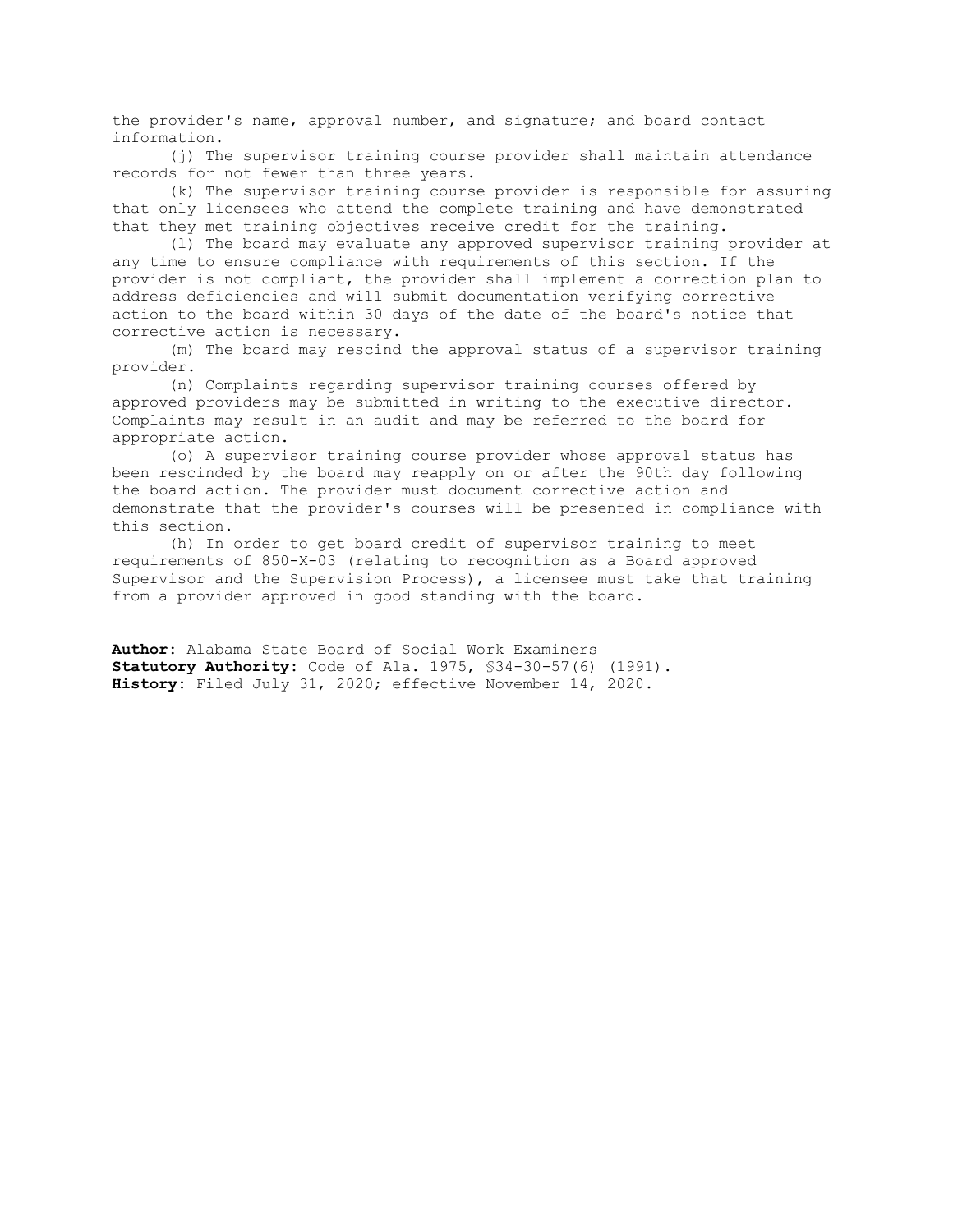the provider's name, approval number, and signature; and board contact information.

(j) The supervisor training course provider shall maintain attendance records for not fewer than three years.

(k) The supervisor training course provider is responsible for assuring that only licensees who attend the complete training and have demonstrated that they met training objectives receive credit for the training.

(l) The board may evaluate any approved supervisor training provider at any time to ensure compliance with requirements of this section. If the provider is not compliant, the provider shall implement a correction plan to address deficiencies and will submit documentation verifying corrective action to the board within 30 days of the date of the board's notice that corrective action is necessary.

(m) The board may rescind the approval status of a supervisor training provider.

(n) Complaints regarding supervisor training courses offered by approved providers may be submitted in writing to the executive director. Complaints may result in an audit and may be referred to the board for appropriate action.

(o) A supervisor training course provider whose approval status has been rescinded by the board may reapply on or after the 90th day following the board action. The provider must document corrective action and demonstrate that the provider's courses will be presented in compliance with this section.

(h) In order to get board credit of supervisor training to meet requirements of 850-X-03 (relating to recognition as a Board approved Supervisor and the Supervision Process), a licensee must take that training from a provider approved in good standing with the board.

**Author:** Alabama State Board of Social Work Examiners
**Statutory Authority:** Code of Ala. 1975, §34-30-57(6) (1991).
**History:** Filed July 31, 2020; effective November 14, 2020.